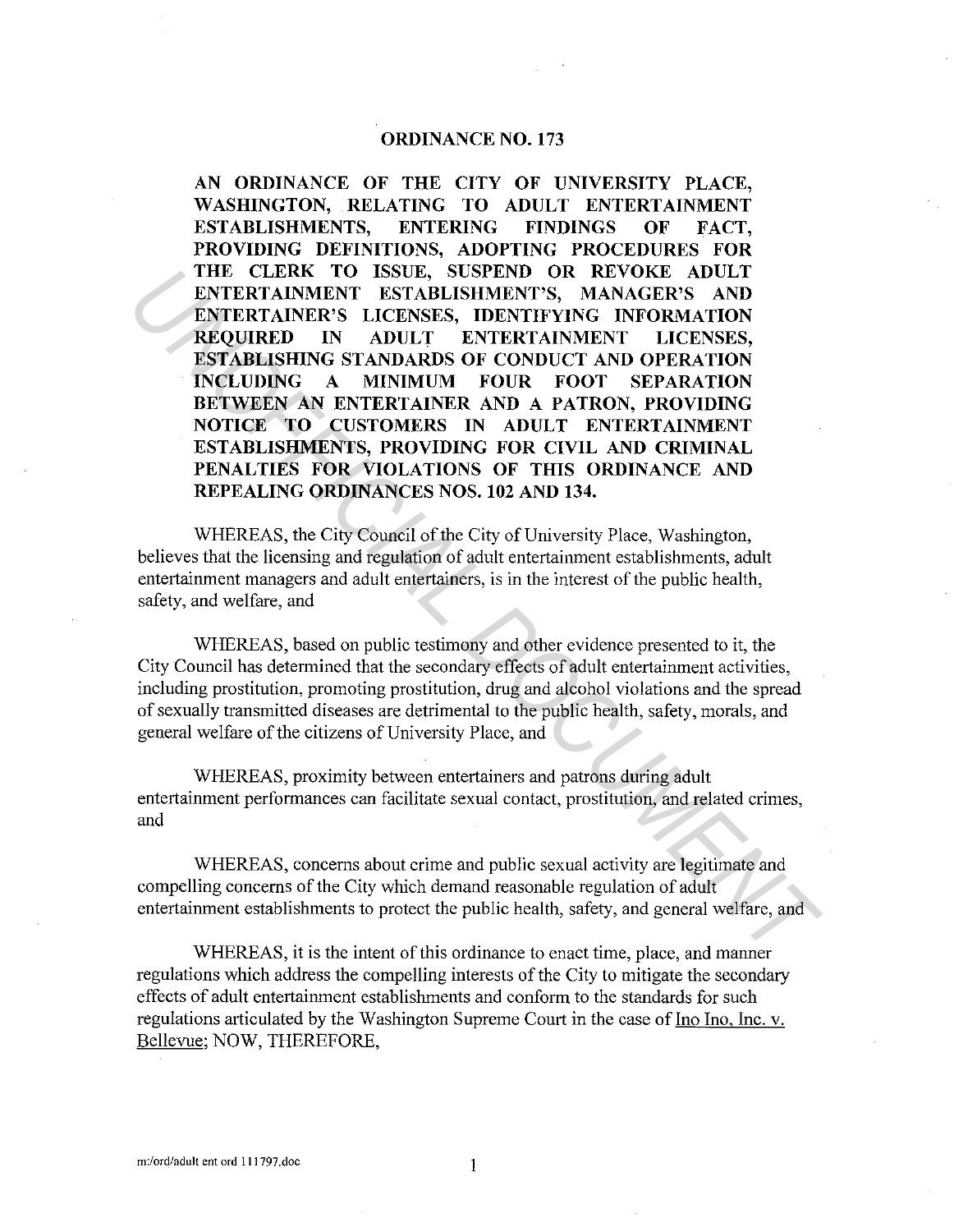# ORDINANCE NO. 173

**AN ORDINANCE OF THE CITY OF UNIVERSITY PLACE, WASHINGTON, RELATING TO ADULT ENTERTAINMENT ESTABLISHMENTS, ENTERING FINDINGS OF FACT, PROVIDING DEFINITIONS, ADOPTING PROCEDURES FOR THE CLERK TO ISSUE, SUSPEND OR REVOKE ADULT ENTERTAINMENT ESTABLISHMENT'S, MANAGER'S AND ENTERTAINER'S LICENSES, IDENTIFYING INFORMATION REQUIRED IN ADULT ENTERTAINMENT LICENSES, ESTABLISHING STANDARDS OF CONDUCT AND OPERATION INCLUDING A MINIMUM FOUR FOOT SEPARATION BETWEEN AN ENTERTAINER AND A PATRON, PROVIDING NOTICE TO CUSTOMERS IN ADULT ENTERTAINMENT ESTABLISHMENTS, PROVIDING FOR CIVIL AND CRIMINAL PENALTIES FOR VIOLATIONS OF THIS ORDINANCE AND REPEALING ORDINANCES NOS. 102 AND 134.**

WHEREAS, the City Council of the City of University Place, Washington, believes that the licensing and regulation of adult entertainment establishments, adult entertainment managers and adult entertainers, is in the interest of the public health, safety, and welfare, and

WHEREAS, based on public testimony and other evidence presented to it, the City Council has determined that the secondary effects of adult entertainment activities, including prostitution, promoting prostitution, drug and alcohol violations and the spread of sexually transmitted diseases are detrimental to the public health, safety, morals, and general welfare of the citizens of University Place, and

WHEREAS, proximity between entertainers and patrons during adult entertainment performances can facilitate sexual contact, prostitution, and related crimes, and

WHEREAS, concerns about crime and public sexual activity are legitimate and compelling concerns of the City which demand reasonable regulation of adult entertainment establishments to protect the public health, safety, and general welfare, and

WHEREAS, it is the intent of this ordinance to enact time, place, and manner regulations which address the compelling interests of the City to mitigate the secondary effects of adult entertainment establishments and conform to the standards for such regulations articulated by the Washington Supreme Court in the case of Ino Ino, Inc. v. Bellevue; NOW, THEREFORE,

m:/ord/adult ent ord 111797.doc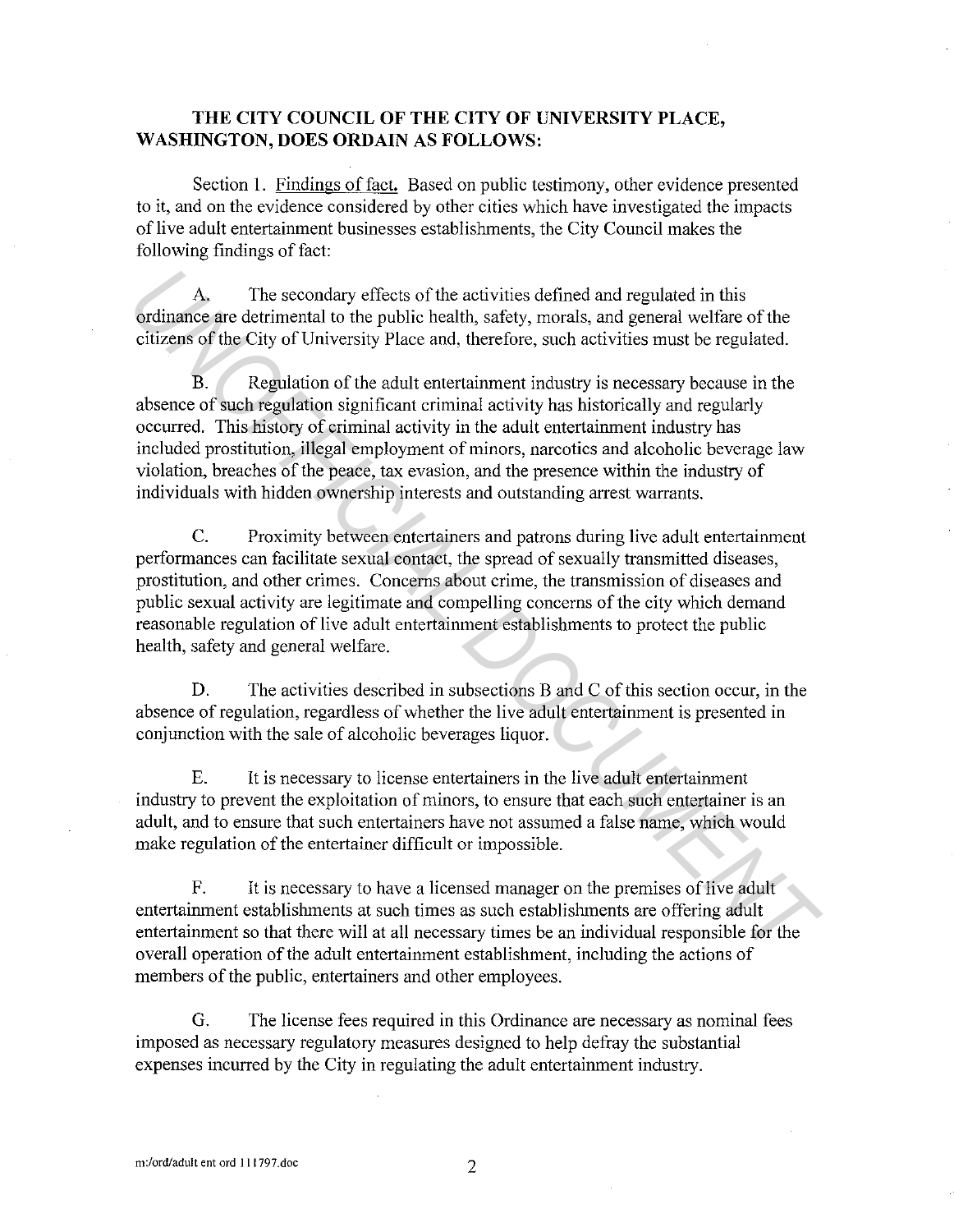**THE CITY COUNCIL OF THE CITY OF UNIVERSITY PLACE, WASHINGTON, DOES ORDAIN AS FOLLOWS:**

Section 1. Findings of fact. Based on public testimony, other evidence presented to it, and on the evidence considered by other cities which have investigated the impacts of live adult entertainment businesses establishments, the City Council makes the following findings of fact:

A. The secondary effects of the activities defined and regulated in this ordinance are detrimental to the public health, safety, morals, and general welfare of the citizens of the City of University Place and, therefore, such activities must be regulated.

B. Regulation of the adult entertainment industry is necessary because in the absence of such regulation significant criminal activity has historically and regularly occurred. This history of criminal activity in the adult entertainment industry has included prostitution, illegal employment of minors, narcotics and alcoholic beverage law violation, breaches of the peace, tax evasion, and the presence within the industry of individuals with hidden ownership interests and outstanding arrest warrants.

C. Proximity between entertainers and patrons during live adult entertainment performances can facilitate sexual contact, the spread of sexually transmitted diseases, prostitution, and other crimes. Concerns about crime, the transmission of diseases and public sexual activity are legitimate and compelling concerns of the city which demand reasonable regulation of live adult entertainment establishments to protect the public health, safety and general welfare.

D. The activities described in subsections B and C of this section occur, in the absence of regulation, regardless of whether the live adult entertainment is presented in conjunction with the sale of alcoholic beverages liquor.

E. It is necessary to license entertainers in the live adult entertainment industry to prevent the exploitation of minors, to ensure that each such entertainer is an adult, and to ensure that such entertainers have not assumed a false name, which would make regulation of the entertainer difficult or impossible.

F. It is necessary to have a licensed manager on the premises of live adult entertainment establishments at such times as such establishments are offering adult entertainment so that there will at all necessary times be an individual responsible for the overall operation of the adult entertainment establishment, including the actions of members of the public, entertainers and other employees.

G. The license fees required in this Ordinance are necessary as nominal fees imposed as necessary regulatory measures designed to help defray the substantial expenses incurred by the City in regulating the adult entertainment industry.

m:/ord/adult ent ord 111797.doc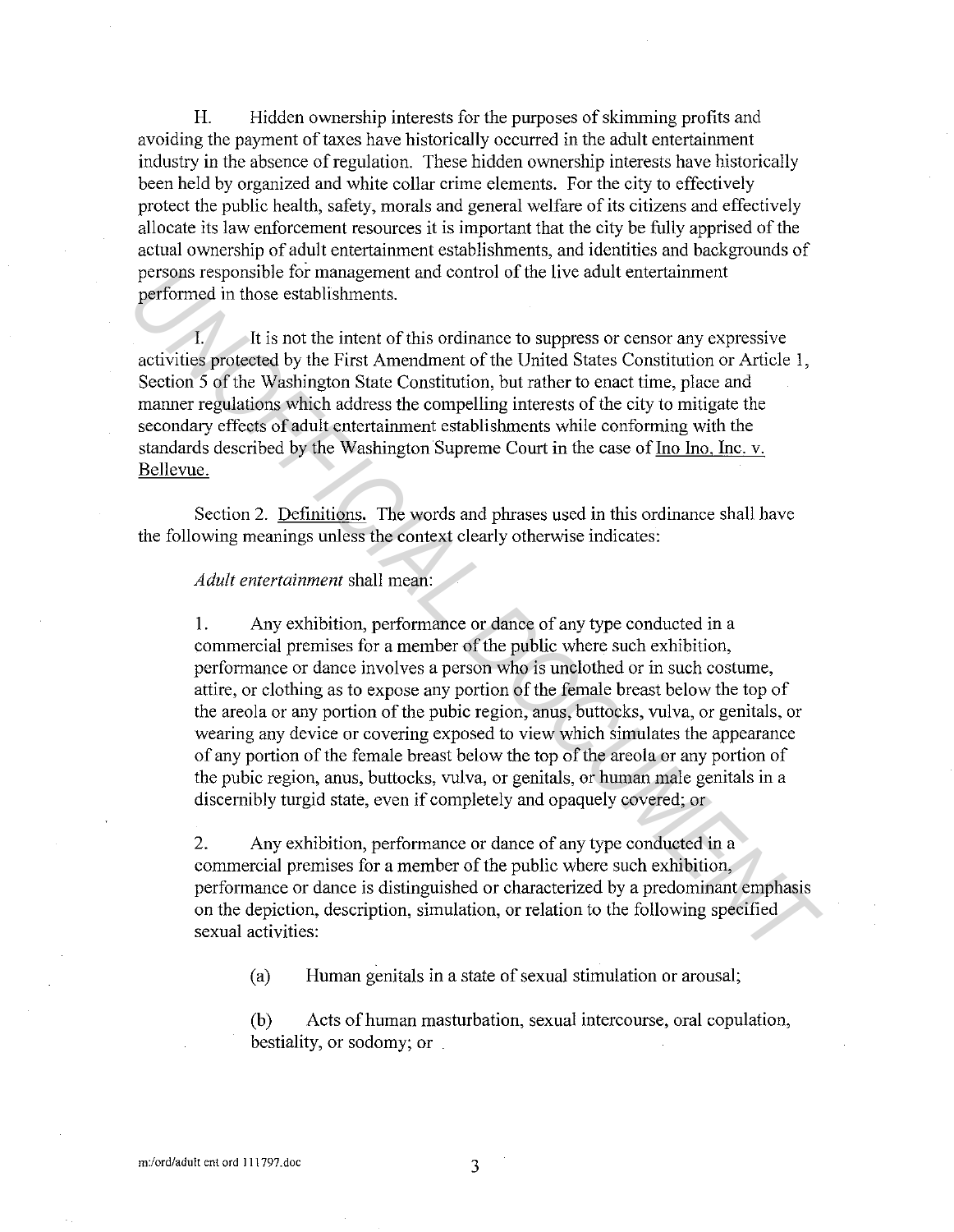H. Hidden ownership interests for the purposes of skimming profits and avoiding the payment of taxes have historically occurred in the adult entertainment industry in the absence of regulation. These hidden ownership interests have historically been held by organized and white collar crime elements. For the city to effectively protect the public health, safety, morals and general welfare of its citizens and effectively allocate its law enforcement resources it is important that the city be fully apprised of the actual ownership of adult entertainment establishments, and identities and backgrounds of persons responsible for management and control of the live adult entertainment performed in those establishments.

I. It is not the intent of this ordinance to suppress or censor any expressive activities protected by the First Amendment of the United States Constitution or Article 1, Section 5 of the Washington State Constitution, but rather to enact time, place and manner regulations which address the compelling interests of the city to mitigate the secondary effects of adult entertainment establishments while conforming with the standards described by the Washington Supreme Court in the case of Ino Ino, Inc. v. Bellevue.

Section 2. Definitions. The words and phrases used in this ordinance shall have the following meanings unless the context clearly otherwise indicates:

*Adult entertainment* shall mean:

1. Any exhibition, performance or dance of any type conducted in a commercial premises for a member of the public where such exhibition, performance or dance involves a person who is unclothed or in such costume, attire, or clothing as to expose any portion of the female breast below the top of the areola or any portion of the pubic region, anus, buttocks, vulva, or genitals, or wearing any device or covering exposed to view which simulates the appearance of any portion of the female breast below the top of the areola or any portion of the pubic region, anus, buttocks, vulva, or genitals, or human male genitals in a discernibly turgid state, even if completely and opaquely covered; or

2. Any exhibition, performance or dance of any type conducted in a commercial premises for a member of the public where such exhibition, performance or dance is distinguished or characterized by a predominant emphasis on the depiction, description, simulation, or relation to the following specified sexual activities:

   (a) Human genitals in a state of sexual stimulation or arousal;

   (b) Acts of human masturbation, sexual intercourse, oral copulation, bestiality, or sodomy; or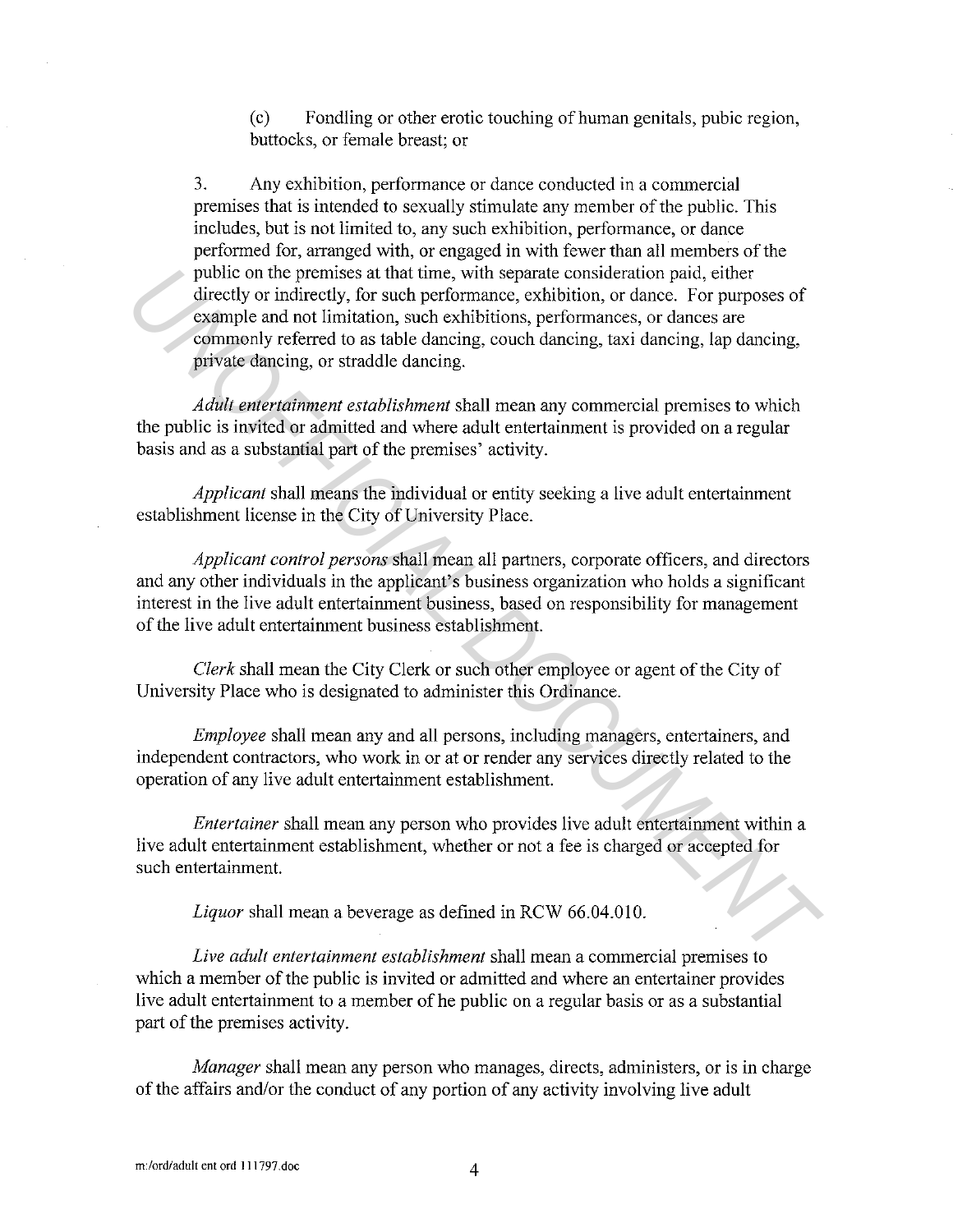(c) Fondling or other erotic touching of human genitals, pubic region, buttocks, or female breast; or

3. Any exhibition, performance or dance conducted in a commercial premises that is intended to sexually stimulate any member of the public. This includes, but is not limited to, any such exhibition, performance, or dance performed for, arranged with, or engaged in with fewer than all members of the public on the premises at that time, with separate consideration paid, either directly or indirectly, for such performance, exhibition, or dance. For purposes of example and not limitation, such exhibitions, performances, or dances are commonly referred to as table dancing, couch dancing, taxi dancing, lap dancing, private dancing, or straddle dancing.

*Adult entertainment establishment* shall mean any commercial premises to which the public is invited or admitted and where adult entertainment is provided on a regular basis and as a substantial part of the premises' activity.

*Applicant* shall means the individual or entity seeking a live adult entertainment establishment license in the City of University Place.

*Applicant control persons* shall mean all partners, corporate officers, and directors and any other individuals in the applicant's business organization who holds a significant interest in the live adult entertainment business, based on responsibility for management of the live adult entertainment business establishment.

*Clerk* shall mean the City Clerk or such other employee or agent of the City of University Place who is designated to administer this Ordinance.

*Employee* shall mean any and all persons, including managers, entertainers, and independent contractors, who work in or at or render any services directly related to the operation of any live adult entertainment establishment.

*Entertainer* shall mean any person who provides live adult entertainment within a live adult entertainment establishment, whether or not a fee is charged or accepted for such entertainment.

*Liquor* shall mean a beverage as defined in RCW 66.04.010.

*Live adult entertainment establishment* shall mean a commercial premises to which a member of the public is invited or admitted and where an entertainer provides live adult entertainment to a member of he public on a regular basis or as a substantial part of the premises activity.

*Manager* shall mean any person who manages, directs, administers, or is in charge of the affairs and/or the conduct of any portion of any activity involving live adult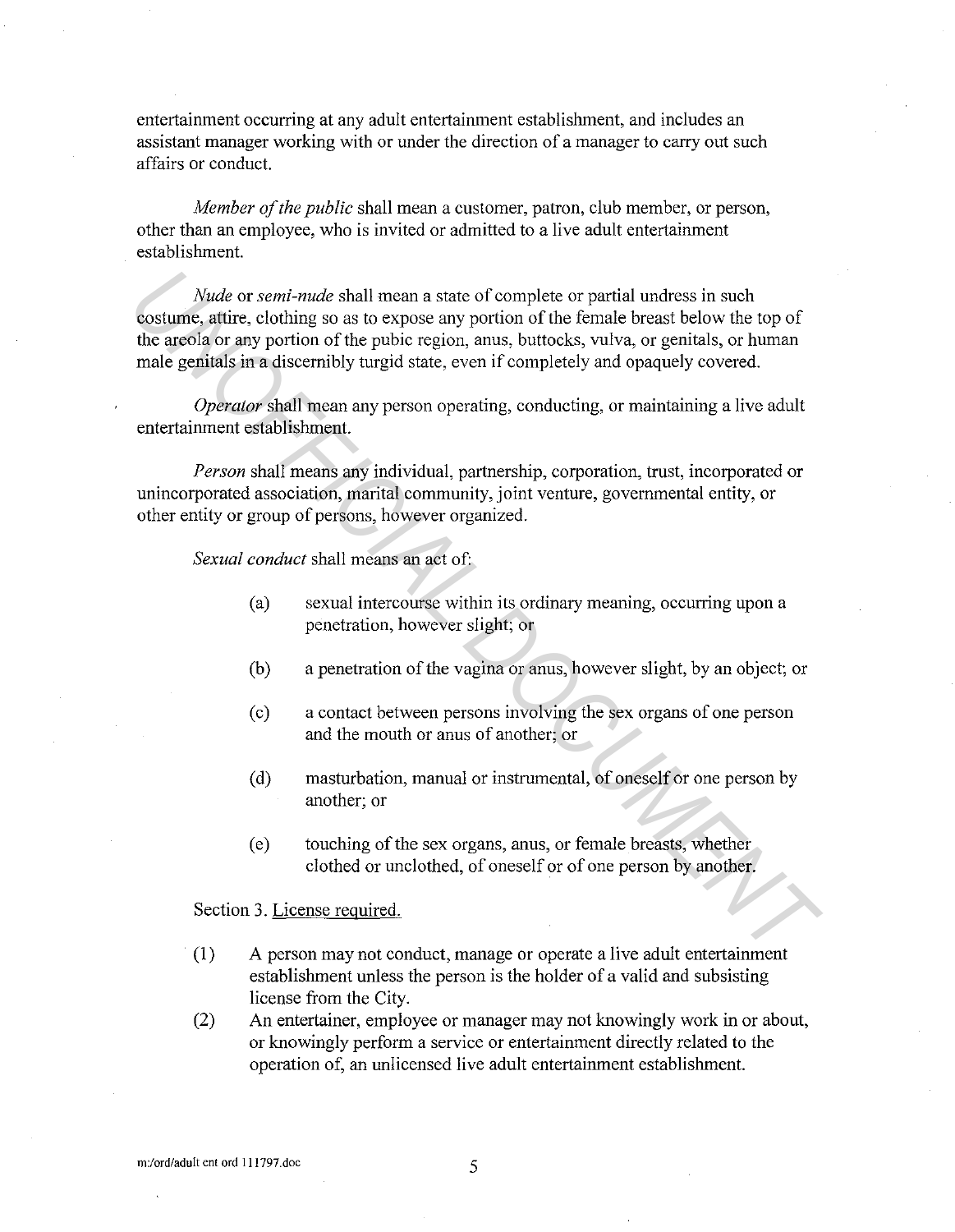entertainment occurring at any adult entertainment establishment, and includes an assistant manager working with or under the direction of a manager to carry out such affairs or conduct.

*Member of the public* shall mean a customer, patron, club member, or person, other than an employee, who is invited or admitted to a live adult entertainment establishment.

*Nude* or *semi-nude* shall mean a state of complete or partial undress in such costume, attire, clothing so as to expose any portion of the female breast below the top of the areola or any portion of the pubic region, anus, buttocks, vulva, or genitals, or human male genitals in a discernibly turgid state, even if completely and opaquely covered.

*Operator* shall mean any person operating, conducting, or maintaining a live adult entertainment establishment.

*Person* shall means any individual, partnership, corporation, trust, incorporated or unincorporated association, marital community, joint venture, governmental entity, or other entity or group of persons, however organized.

*Sexual conduct* shall means an act of:

(a) sexual intercourse within its ordinary meaning, occurring upon a penetration, however slight; or

(b) a penetration of the vagina or anus, however slight, by an object; or

(c) a contact between persons involving the sex organs of one person and the mouth or anus of another; or

(d) masturbation, manual or instrumental, of oneself or one person by another; or

(e) touching of the sex organs, anus, or female breasts, whether clothed or unclothed, of oneself or of one person by another.

Section 3. License required.

(1) A person may not conduct, manage or operate a live adult entertainment establishment unless the person is the holder of a valid and subsisting license from the City.

(2) An entertainer, employee or manager may not knowingly work in or about, or knowingly perform a service or entertainment directly related to the operation of, an unlicensed live adult entertainment establishment.

m:/ord/adult ent ord 111797.doc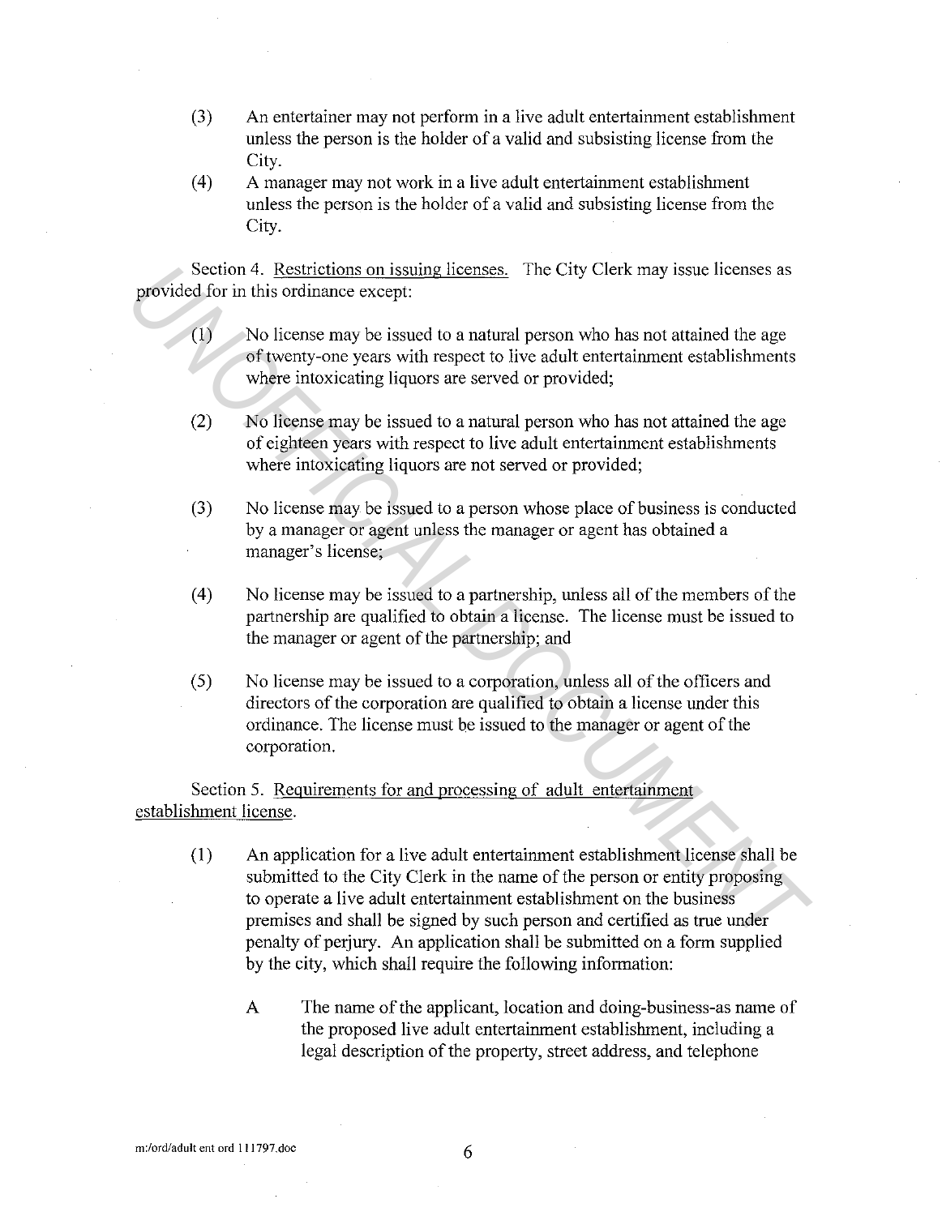(3) An entertainer may not perform in a live adult entertainment establishment unless the person is the holder of a valid and subsisting license from the City.

(4) A manager may not work in a live adult entertainment establishment unless the person is the holder of a valid and subsisting license from the City.

Section 4. Restrictions on issuing licenses. The City Clerk may issue licenses as provided for in this ordinance except:

(1) No license may be issued to a natural person who has not attained the age of twenty-one years with respect to live adult entertainment establishments where intoxicating liquors are served or provided;

(2) No license may be issued to a natural person who has not attained the age of eighteen years with respect to live adult entertainment establishments where intoxicating liquors are not served or provided;

(3) No license may be issued to a person whose place of business is conducted by a manager or agent unless the manager or agent has obtained a manager's license;

(4) No license may be issued to a partnership, unless all of the members of the partnership are qualified to obtain a license. The license must be issued to the manager or agent of the partnership; and

(5) No license may be issued to a corporation, unless all of the officers and directors of the corporation are qualified to obtain a license under this ordinance. The license must be issued to the manager or agent of the corporation.

Section 5. Requirements for and processing of adult entertainment establishment license.

(1) An application for a live adult entertainment establishment license shall be submitted to the City Clerk in the name of the person or entity proposing to operate a live adult entertainment establishment on the business premises and shall be signed by such person and certified as true under penalty of perjury. An application shall be submitted on a form supplied by the city, which shall require the following information:

A The name of the applicant, location and doing-business-as name of the proposed live adult entertainment establishment, including a legal description of the property, street address, and telephone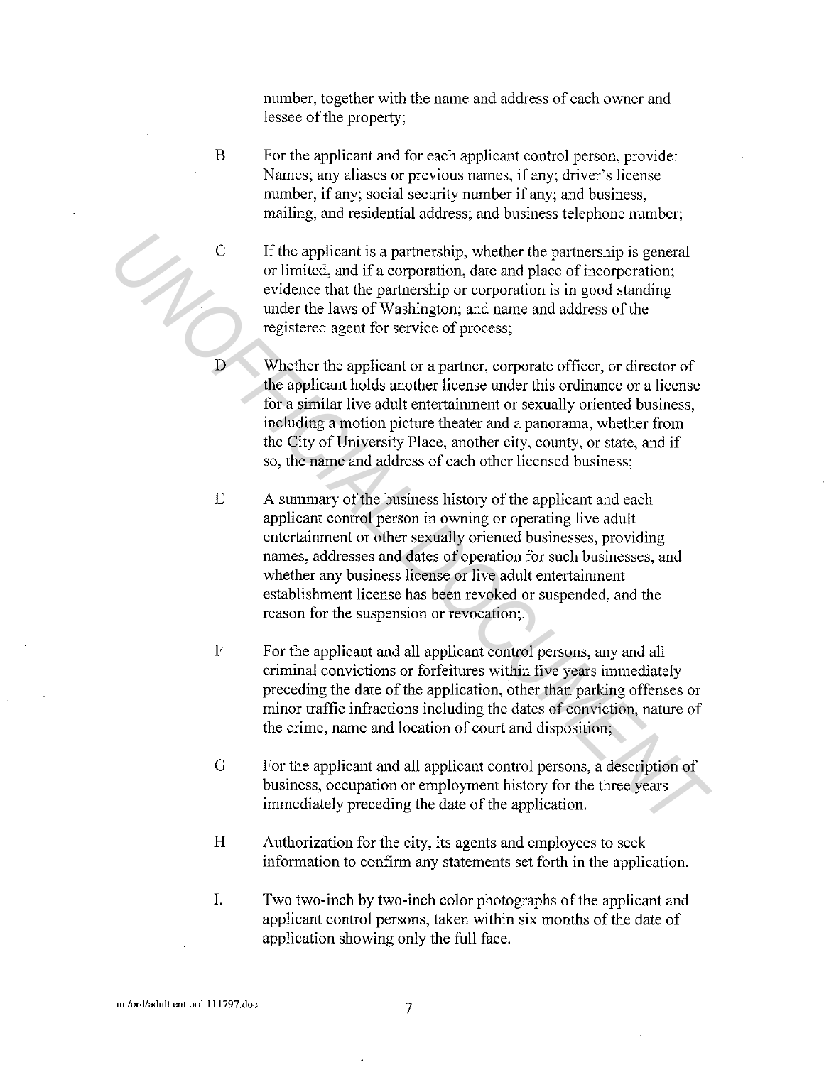number, together with the name and address of each owner and lessee of the property;

B For the applicant and for each applicant control person, provide: Names; any aliases or previous names, if any; driver's license number, if any; social security number if any; and business, mailing, and residential address; and business telephone number;

C If the applicant is a partnership, whether the partnership is general or limited, and if a corporation, date and place of incorporation; evidence that the partnership or corporation is in good standing under the laws of Washington; and name and address of the registered agent for service of process;

D Whether the applicant or a partner, corporate officer, or director of the applicant holds another license under this ordinance or a license for a similar live adult entertainment or sexually oriented business, including a motion picture theater and a panorama, whether from the City of University Place, another city, county, or state, and if so, the name and address of each other licensed business;

E A summary of the business history of the applicant and each applicant control person in owning or operating live adult entertainment or other sexually oriented businesses, providing names, addresses and dates of operation for such businesses, and whether any business license or live adult entertainment establishment license has been revoked or suspended, and the reason for the suspension or revocation;.

F For the applicant and all applicant control persons, any and all criminal convictions or forfeitures within five years immediately preceding the date of the application, other than parking offenses or minor traffic infractions including the dates of conviction, nature of the crime, name and location of court and disposition;

G For the applicant and all applicant control persons, a description of business, occupation or employment history for the three years immediately preceding the date of the application.

H Authorization for the city, its agents and employees to seek information to confirm any statements set forth in the application.

I. Two two-inch by two-inch color photographs of the applicant and applicant control persons, taken within six months of the date of application showing only the full face.

m:/ord/adult ent ord 111797.doc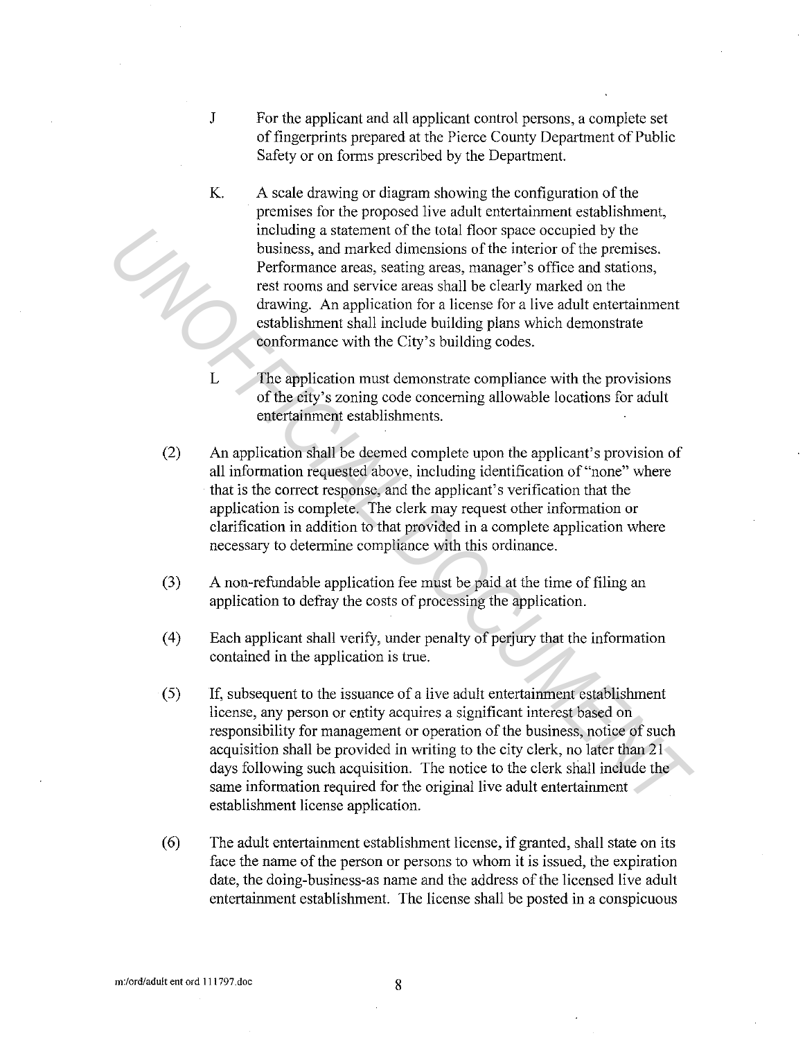J For the applicant and all applicant control persons, a complete set of fingerprints prepared at the Pierce County Department of Public Safety or on forms prescribed by the Department.

K. A scale drawing or diagram showing the configuration of the premises for the proposed live adult entertainment establishment, including a statement of the total floor space occupied by the business, and marked dimensions of the interior of the premises. Performance areas, seating areas, manager's office and stations, rest rooms and service areas shall be clearly marked on the drawing. An application for a license for a live adult entertainment establishment shall include building plans which demonstrate conformance with the City's building codes.

L The application must demonstrate compliance with the provisions of the city's zoning code concerning allowable locations for adult entertainment establishments.

(2) An application shall be deemed complete upon the applicant's provision of all information requested above, including identification of "none" where that is the correct response, and the applicant's verification that the application is complete. The clerk may request other information or clarification in addition to that provided in a complete application where necessary to determine compliance with this ordinance.

(3) A non-refundable application fee must be paid at the time of filing an application to defray the costs of processing the application.

(4) Each applicant shall verify, under penalty of perjury that the information contained in the application is true.

(5) If, subsequent to the issuance of a live adult entertainment establishment license, any person or entity acquires a significant interest based on responsibility for management or operation of the business, notice of such acquisition shall be provided in writing to the city clerk, no later than 21 days following such acquisition. The notice to the clerk shall include the same information required for the original live adult entertainment establishment license application.

(6) The adult entertainment establishment license, if granted, shall state on its face the name of the person or persons to whom it is issued, the expiration date, the doing-business-as name and the address of the licensed live adult entertainment establishment. The license shall be posted in a conspicuous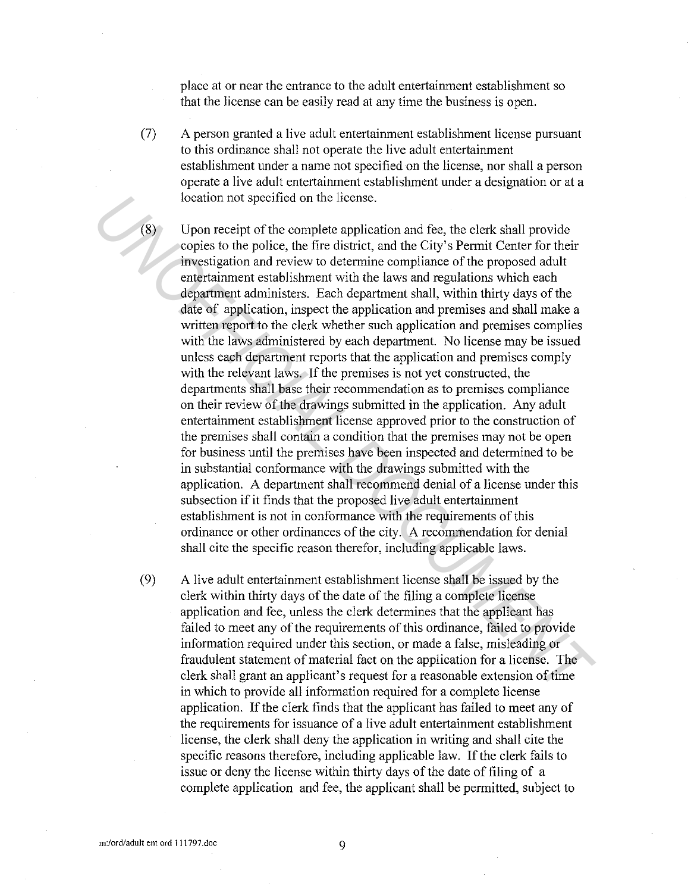place at or near the entrance to the adult entertainment establishment so that the license can be easily read at any time the business is open.

(7) A person granted a live adult entertainment establishment license pursuant to this ordinance shall not operate the live adult entertainment establishment under a name not specified on the license, nor shall a person operate a live adult entertainment establishment under a designation or at a location not specified on the license.

(8) Upon receipt of the complete application and fee, the clerk shall provide copies to the police, the fire district, and the City's Permit Center for their investigation and review to determine compliance of the proposed adult entertainment establishment with the laws and regulations which each department administers. Each department shall, within thirty days of the date of application, inspect the application and premises and shall make a written report to the clerk whether such application and premises complies with the laws administered by each department. No license may be issued unless each department reports that the application and premises comply with the relevant laws. If the premises is not yet constructed, the departments shall base their recommendation as to premises compliance on their review of the drawings submitted in the application. Any adult entertainment establishment license approved prior to the construction of the premises shall contain a condition that the premises may not be open for business until the premises have been inspected and determined to be in substantial conformance with the drawings submitted with the application. A department shall recommend denial of a license under this subsection if it finds that the proposed live adult entertainment establishment is not in conformance with the requirements of this ordinance or other ordinances of the city. A recommendation for denial shall cite the specific reason therefor, including applicable laws.

(9) A live adult entertainment establishment license shall be issued by the clerk within thirty days of the date of the filing a complete license application and fee, unless the clerk determines that the applicant has failed to meet any of the requirements of this ordinance, failed to provide information required under this section, or made a false, misleading or fraudulent statement of material fact on the application for a license. The clerk shall grant an applicant's request for a reasonable extension of time in which to provide all information required for a complete license application. If the clerk finds that the applicant has failed to meet any of the requirements for issuance of a live adult entertainment establishment license, the clerk shall deny the application in writing and shall cite the specific reasons therefore, including applicable law. If the clerk fails to issue or deny the license within thirty days of the date of filing of a complete application and fee, the applicant shall be permitted, subject to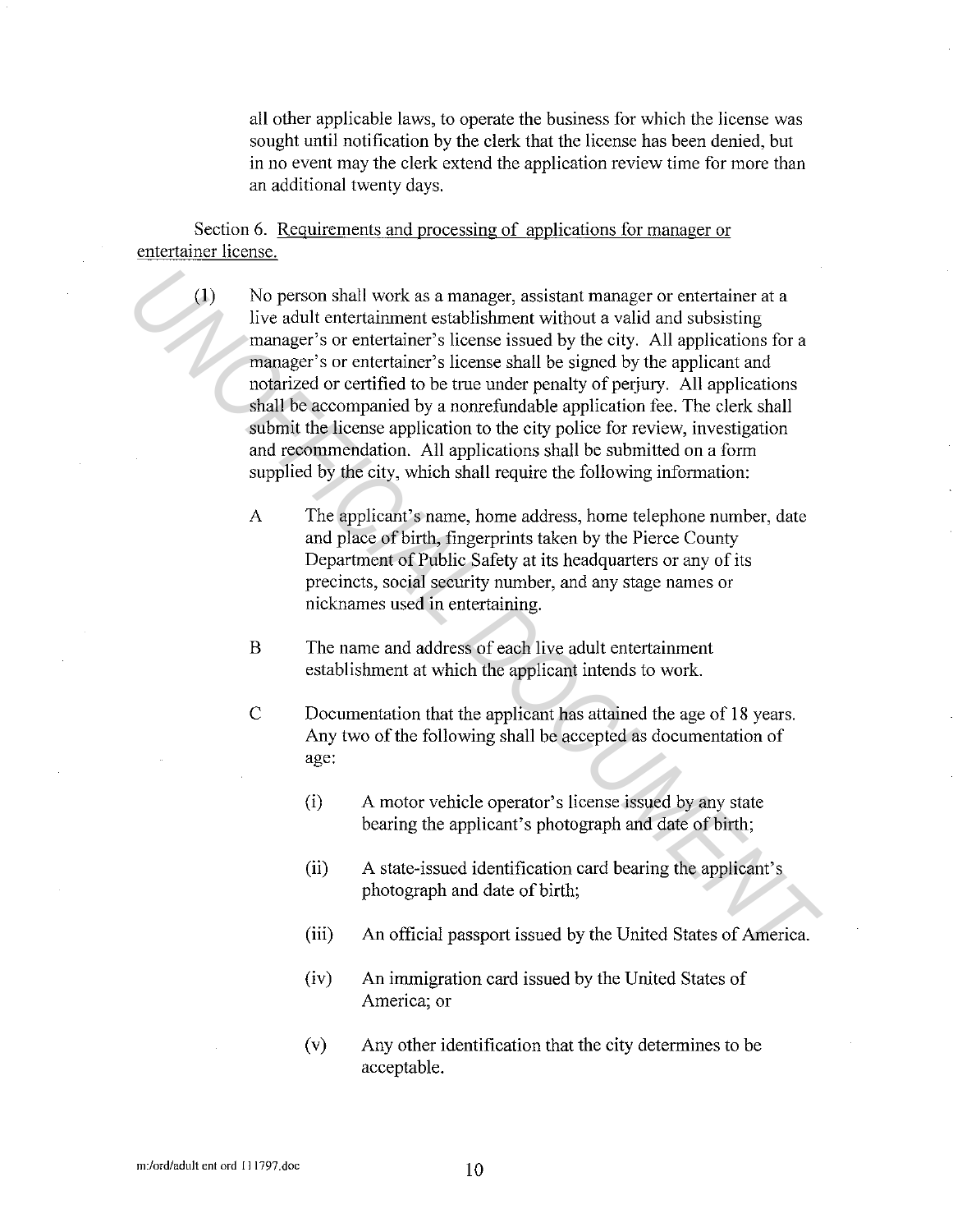all other applicable laws, to operate the business for which the license was sought until notification by the clerk that the license has been denied, but in no event may the clerk extend the application review time for more than an additional twenty days.

Section 6. Requirements and processing of applications for manager or entertainer license.

(1) No person shall work as a manager, assistant manager or entertainer at a live adult entertainment establishment without a valid and subsisting manager's or entertainer's license issued by the city. All applications for a manager's or entertainer's license shall be signed by the applicant and notarized or certified to be true under penalty of perjury. All applications shall be accompanied by a nonrefundable application fee. The clerk shall submit the license application to the city police for review, investigation and recommendation. All applications shall be submitted on a form supplied by the city, which shall require the following information:

A The applicant's name, home address, home telephone number, date and place of birth, fingerprints taken by the Pierce County Department of Public Safety at its headquarters or any of its precincts, social security number, and any stage names or nicknames used in entertaining.

B The name and address of each live adult entertainment establishment at which the applicant intends to work.

C Documentation that the applicant has attained the age of 18 years. Any two of the following shall be accepted as documentation of age:

(i) A motor vehicle operator's license issued by any state bearing the applicant's photograph and date of birth;

(ii) A state-issued identification card bearing the applicant's photograph and date of birth;

(iii) An official passport issued by the United States of America.

(iv) An immigration card issued by the United States of America; or

(v) Any other identification that the city determines to be acceptable.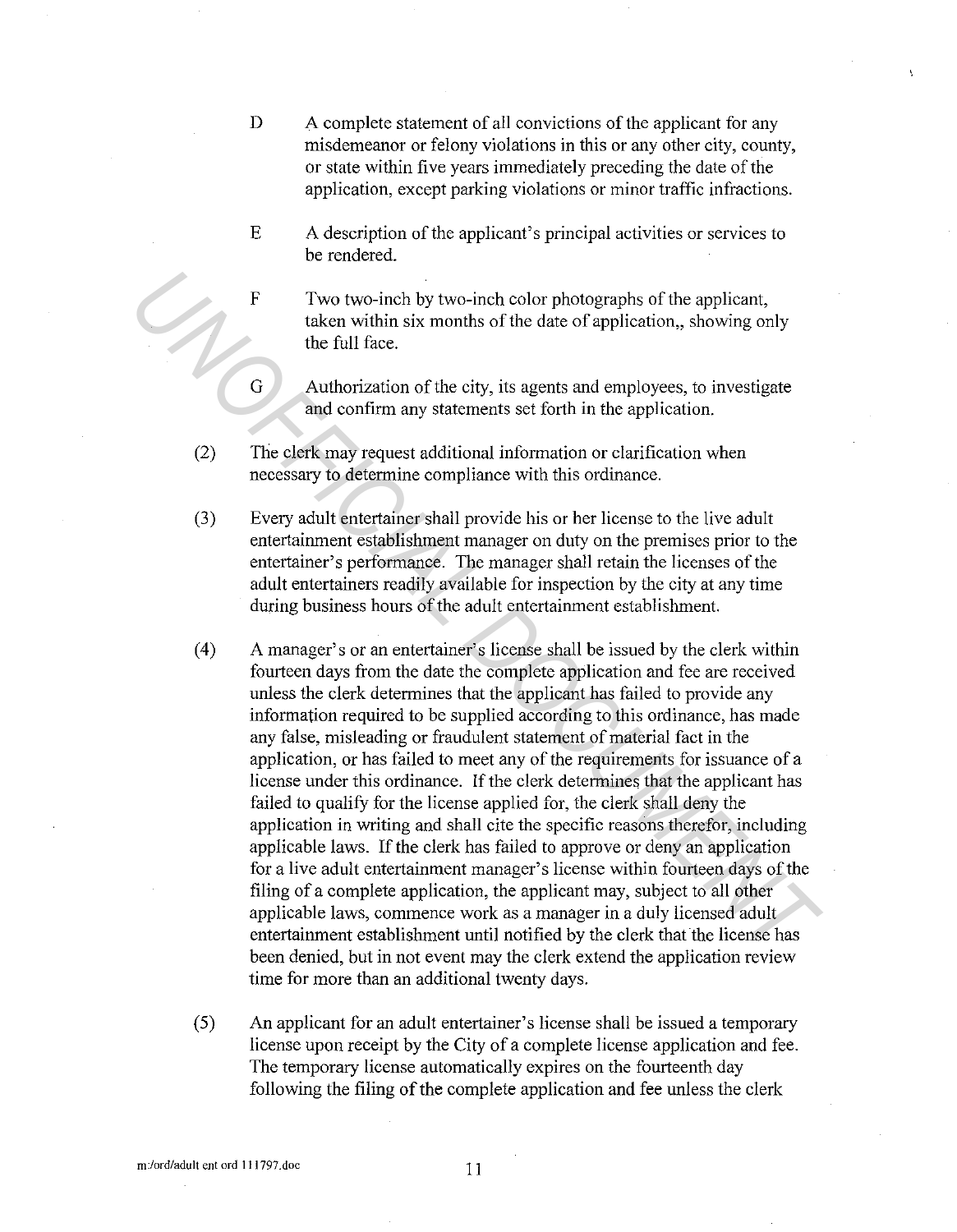D A complete statement of all convictions of the applicant for any misdemeanor or felony violations in this or any other city, county, or state within five years immediately preceding the date of the application, except parking violations or minor traffic infractions.

E A description of the applicant's principal activities or services to be rendered.

F Two two-inch by two-inch color photographs of the applicant, taken within six months of the date of application,, showing only the full face.

G Authorization of the city, its agents and employees, to investigate and confirm any statements set forth in the application.

(2) The clerk may request additional information or clarification when necessary to determine compliance with this ordinance.

(3) Every adult entertainer shall provide his or her license to the live adult entertainment establishment manager on duty on the premises prior to the entertainer's performance. The manager shall retain the licenses of the adult entertainers readily available for inspection by the city at any time during business hours of the adult entertainment establishment.

(4) A manager's or an entertainer's license shall be issued by the clerk within fourteen days from the date the complete application and fee are received unless the clerk determines that the applicant has failed to provide any information required to be supplied according to this ordinance, has made any false, misleading or fraudulent statement of material fact in the application, or has failed to meet any of the requirements for issuance of a license under this ordinance. If the clerk determines that the applicant has failed to qualify for the license applied for, the clerk shall deny the application in writing and shall cite the specific reasons therefor, including applicable laws. If the clerk has failed to approve or deny an application for a live adult entertainment manager's license within fourteen days of the filing of a complete application, the applicant may, subject to all other applicable laws, commence work as a manager in a duly licensed adult entertainment establishment until notified by the clerk that the license has been denied, but in not event may the clerk extend the application review time for more than an additional twenty days.

(5) An applicant for an adult entertainer's license shall be issued a temporary license upon receipt by the City of a complete license application and fee. The temporary license automatically expires on the fourteenth day following the filing of the complete application and fee unless the clerk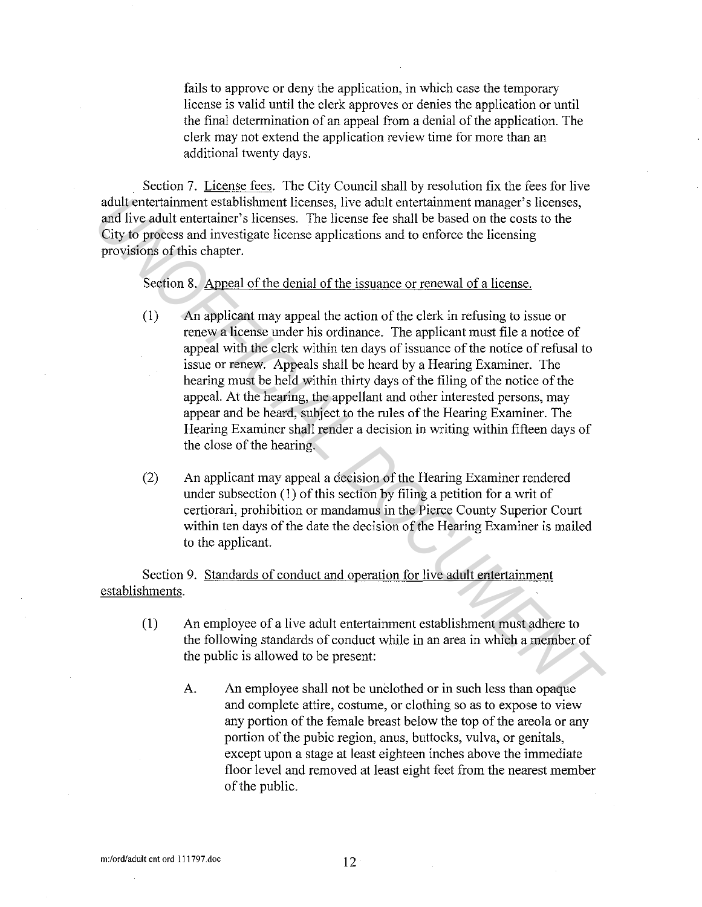fails to approve or deny the application, in which case the temporary license is valid until the clerk approves or denies the application or until the final determination of an appeal from a denial of the application. The clerk may not extend the application review time for more than an additional twenty days.

Section 7. License fees. The City Council shall by resolution fix the fees for live adult entertainment establishment licenses, live adult entertainment manager's licenses, and live adult entertainer's licenses. The license fee shall be based on the costs to the City to process and investigate license applications and to enforce the licensing provisions of this chapter.

Section 8. Appeal of the denial of the issuance or renewal of a license.

(1) An applicant may appeal the action of the clerk in refusing to issue or renew a license under his ordinance. The applicant must file a notice of appeal with the clerk within ten days of issuance of the notice of refusal to issue or renew. Appeals shall be heard by a Hearing Examiner. The hearing must be held within thirty days of the filing of the notice of the appeal. At the hearing, the appellant and other interested persons, may appear and be heard, subject to the rules of the Hearing Examiner. The Hearing Examiner shall render a decision in writing within fifteen days of the close of the hearing.

(2) An applicant may appeal a decision of the Hearing Examiner rendered under subsection (1) of this section by filing a petition for a writ of certiorari, prohibition or mandamus in the Pierce County Superior Court within ten days of the date the decision of the Hearing Examiner is mailed to the applicant.

Section 9. Standards of conduct and operation for live adult entertainment establishments.

(1) An employee of a live adult entertainment establishment must adhere to the following standards of conduct while in an area in which a member of the public is allowed to be present:

A. An employee shall not be unclothed or in such less than opaque and complete attire, costume, or clothing so as to expose to view any portion of the female breast below the top of the areola or any portion of the pubic region, anus, buttocks, vulva, or genitals, except upon a stage at least eighteen inches above the immediate floor level and removed at least eight feet from the nearest member of the public.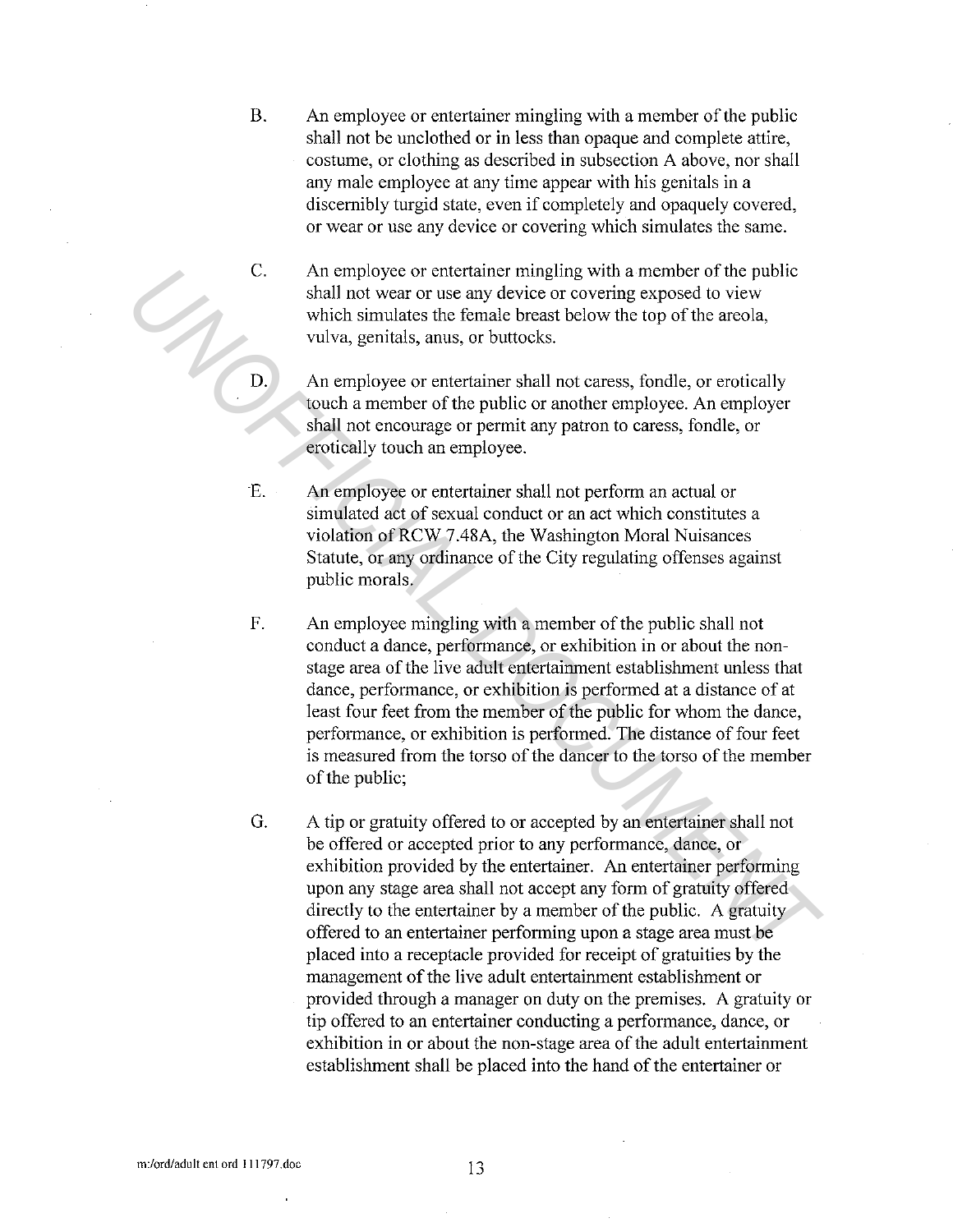B. An employee or entertainer mingling with a member of the public shall not be unclothed or in less than opaque and complete attire, costume, or clothing as described in subsection A above, nor shall any male employee at any time appear with his genitals in a discernibly turgid state, even if completely and opaquely covered, or wear or use any device or covering which simulates the same.

C. An employee or entertainer mingling with a member of the public shall not wear or use any device or covering exposed to view which simulates the female breast below the top of the areola, vulva, genitals, anus, or buttocks.

D. An employee or entertainer shall not caress, fondle, or erotically touch a member of the public or another employee. An employer shall not encourage or permit any patron to caress, fondle, or erotically touch an employee.

E. An employee or entertainer shall not perform an actual or simulated act of sexual conduct or an act which constitutes a violation of RCW 7.48A, the Washington Moral Nuisances Statute, or any ordinance of the City regulating offenses against public morals.

F. An employee mingling with a member of the public shall not conduct a dance, performance, or exhibition in or about the non-stage area of the live adult entertainment establishment unless that dance, performance, or exhibition is performed at a distance of at least four feet from the member of the public for whom the dance, performance, or exhibition is performed. The distance of four feet is measured from the torso of the dancer to the torso of the member of the public;

G. A tip or gratuity offered to or accepted by an entertainer shall not be offered or accepted prior to any performance, dance, or exhibition provided by the entertainer. An entertainer performing upon any stage area shall not accept any form of gratuity offered directly to the entertainer by a member of the public. A gratuity offered to an entertainer performing upon a stage area must be placed into a receptacle provided for receipt of gratuities by the management of the live adult entertainment establishment or provided through a manager on duty on the premises. A gratuity or tip offered to an entertainer conducting a performance, dance, or exhibition in or about the non-stage area of the adult entertainment establishment shall be placed into the hand of the entertainer or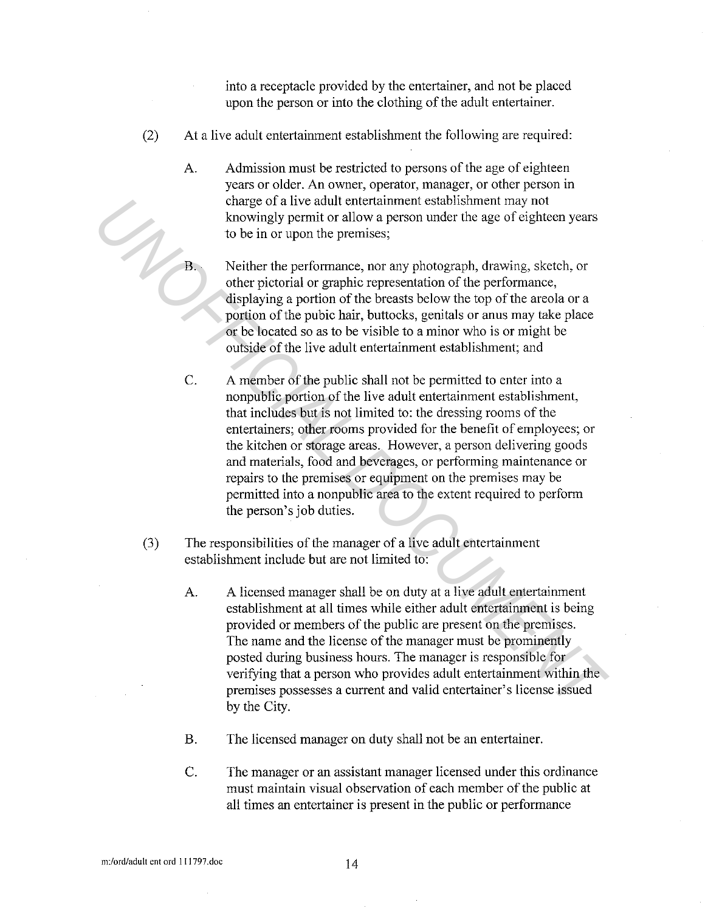into a receptacle provided by the entertainer, and not be placed upon the person or into the clothing of the adult entertainer.

(2) At a live adult entertainment establishment the following are required:

A. Admission must be restricted to persons of the age of eighteen years or older. An owner, operator, manager, or other person in charge of a live adult entertainment establishment may not knowingly permit or allow a person under the age of eighteen years to be in or upon the premises;

B. Neither the performance, nor any photograph, drawing, sketch, or other pictorial or graphic representation of the performance, displaying a portion of the breasts below the top of the areola or a portion of the pubic hair, buttocks, genitals or anus may take place or be located so as to be visible to a minor who is or might be outside of the live adult entertainment establishment; and

C. A member of the public shall not be permitted to enter into a nonpublic portion of the live adult entertainment establishment, that includes but is not limited to: the dressing rooms of the entertainers; other rooms provided for the benefit of employees; or the kitchen or storage areas. However, a person delivering goods and materials, food and beverages, or performing maintenance or repairs to the premises or equipment on the premises may be permitted into a nonpublic area to the extent required to perform the person's job duties.

(3) The responsibilities of the manager of a live adult entertainment establishment include but are not limited to:

A. A licensed manager shall be on duty at a live adult entertainment establishment at all times while either adult entertainment is being provided or members of the public are present on the premises. The name and the license of the manager must be prominently posted during business hours. The manager is responsible for verifying that a person who provides adult entertainment within the premises possesses a current and valid entertainer's license issued by the City.

B. The licensed manager on duty shall not be an entertainer.

C. The manager or an assistant manager licensed under this ordinance must maintain visual observation of each member of the public at all times an entertainer is present in the public or performance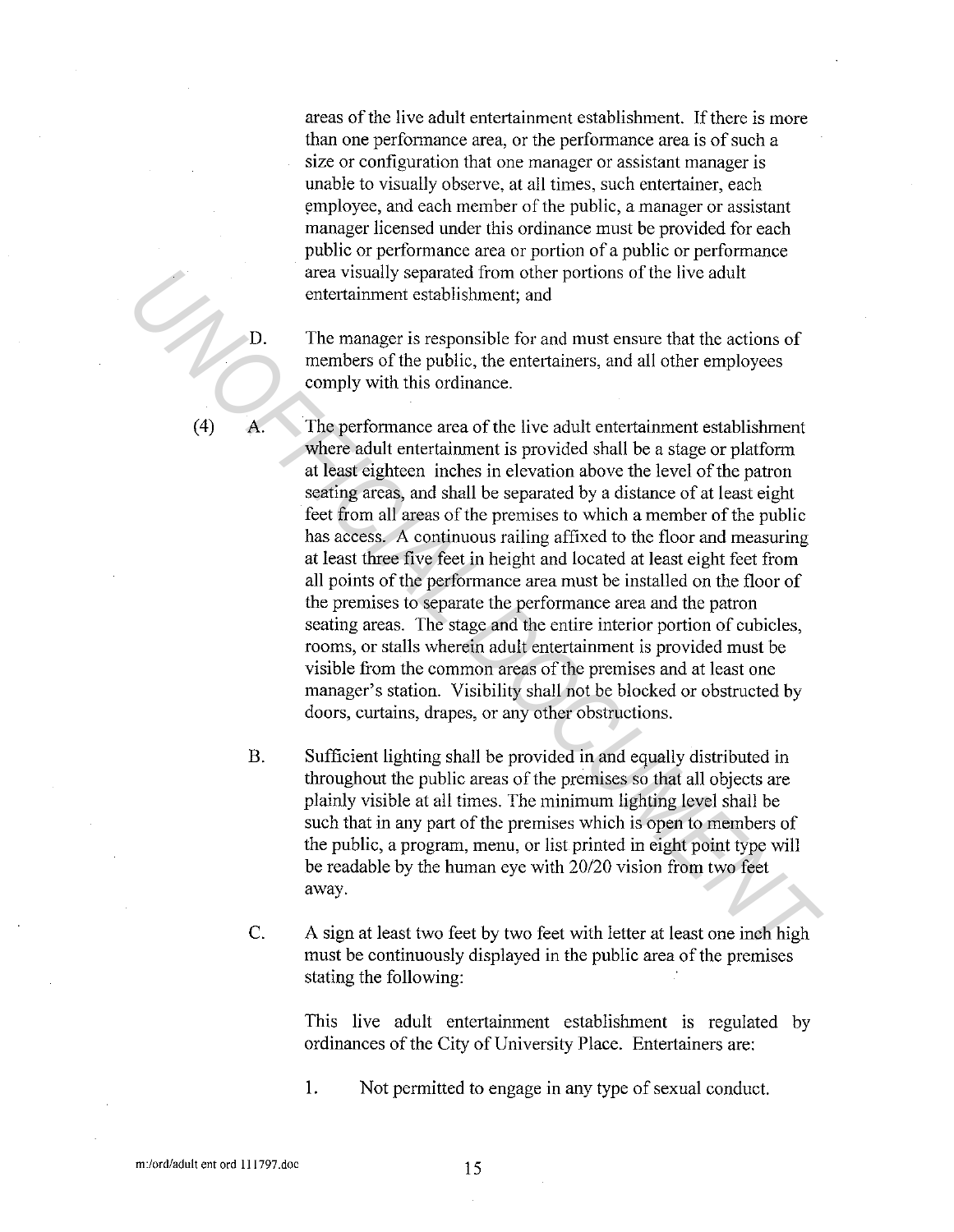areas of the live adult entertainment establishment. If there is more than one performance area, or the performance area is of such a size or configuration that one manager or assistant manager is unable to visually observe, at all times, such entertainer, each employee, and each member of the public, a manager or assistant manager licensed under this ordinance must be provided for each public or performance area or portion of a public or performance area visually separated from other portions of the live adult entertainment establishment; and

D. The manager is responsible for and must ensure that the actions of members of the public, the entertainers, and all other employees comply with this ordinance.

(4) A. The performance area of the live adult entertainment establishment where adult entertainment is provided shall be a stage or platform at least eighteen inches in elevation above the level of the patron seating areas, and shall be separated by a distance of at least eight feet from all areas of the premises to which a member of the public has access. A continuous railing affixed to the floor and measuring at least three five feet in height and located at least eight feet from all points of the performance area must be installed on the floor of the premises to separate the performance area and the patron seating areas. The stage and the entire interior portion of cubicles, rooms, or stalls wherein adult entertainment is provided must be visible from the common areas of the premises and at least one manager's station. Visibility shall not be blocked or obstructed by doors, curtains, drapes, or any other obstructions.

B. Sufficient lighting shall be provided in and equally distributed in throughout the public areas of the premises so that all objects are plainly visible at all times. The minimum lighting level shall be such that in any part of the premises which is open to members of the public, a program, menu, or list printed in eight point type will be readable by the human eye with 20/20 vision from two feet away.

C. A sign at least two feet by two feet with letter at least one inch high must be continuously displayed in the public area of the premises stating the following:

This live adult entertainment establishment is regulated by ordinances of the City of University Place. Entertainers are:

1. Not permitted to engage in any type of sexual conduct.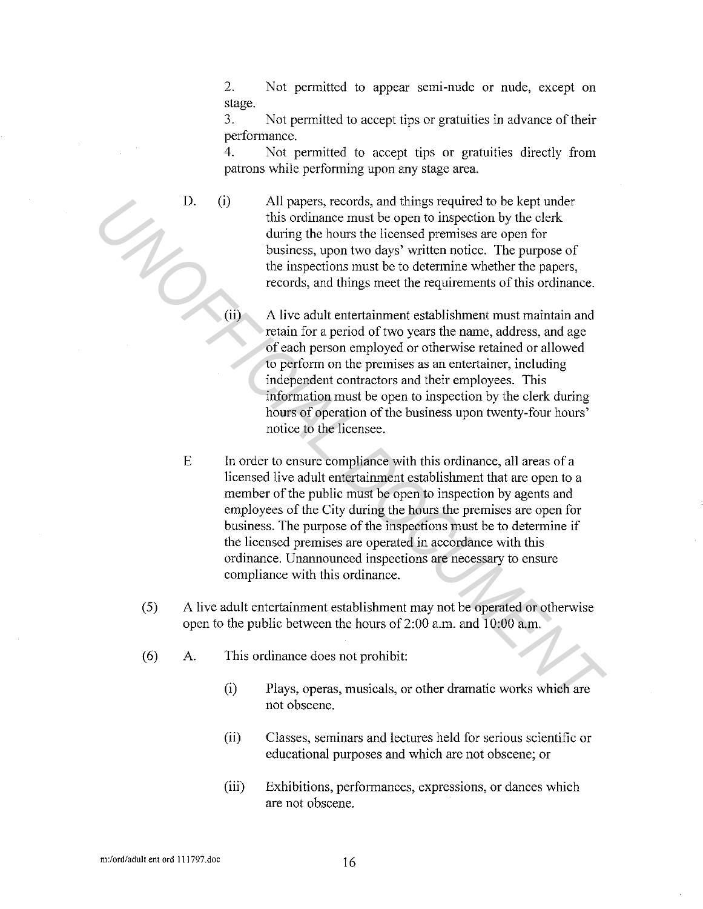2. Not permitted to appear semi-nude or nude, except on stage.

3. Not permitted to accept tips or gratuities in advance of their performance.

4. Not permitted to accept tips or gratuities directly from patrons while performing upon any stage area.

D. (i) All papers, records, and things required to be kept under this ordinance must be open to inspection by the clerk during the hours the licensed premises are open for business, upon two days' written notice. The purpose of the inspections must be to determine whether the papers, records, and things meet the requirements of this ordinance.

(ii) A live adult entertainment establishment must maintain and retain for a period of two years the name, address, and age of each person employed or otherwise retained or allowed to perform on the premises as an entertainer, including independent contractors and their employees. This information must be open to inspection by the clerk during hours of operation of the business upon twenty-four hours' notice to the licensee.

E In order to ensure compliance with this ordinance, all areas of a licensed live adult entertainment establishment that are open to a member of the public must be open to inspection by agents and employees of the City during the hours the premises are open for business. The purpose of the inspections must be to determine if the licensed premises are operated in accordance with this ordinance. Unannounced inspections are necessary to ensure compliance with this ordinance.

(5) A live adult entertainment establishment may not be operated or otherwise open to the public between the hours of 2:00 a.m. and 10:00 a.m.

(6) A. This ordinance does not prohibit:

(i) Plays, operas, musicals, or other dramatic works which are not obscene.

(ii) Classes, seminars and lectures held for serious scientific or educational purposes and which are not obscene; or

(iii) Exhibitions, performances, expressions, or dances which are not obscene.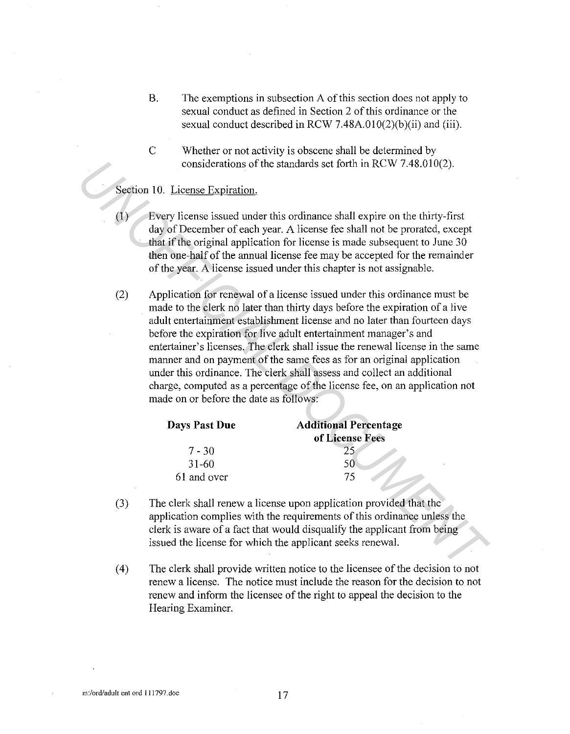B. The exemptions in subsection A of this section does not apply to sexual conduct as defined in Section 2 of this ordinance or the sexual conduct described in RCW 7.48A.010(2)(b)(ii) and (iii).

C Whether or not activity is obscene shall be determined by considerations of the standards set forth in RCW 7.48.010(2).

Section 10. License Expiration.

(1) Every license issued under this ordinance shall expire on the thirty-first day of December of each year. A license fee shall not be prorated, except that if the original application for license is made subsequent to June 30 then one-half of the annual license fee may be accepted for the remainder of the year. A license issued under this chapter is not assignable.

(2) Application for renewal of a license issued under this ordinance must be made to the clerk no later than thirty days before the expiration of a live adult entertainment establishment license and no later than fourteen days before the expiration for live adult entertainment manager's and entertainer's licenses. The clerk shall issue the renewal license in the same manner and on payment of the same fees as for an original application under this ordinance. The clerk shall assess and collect an additional charge, computed as a percentage of the license fee, on an application not made on or before the date as follows:

| Days Past Due | Additional Percentage of License Fees |
|---|---|
| 7 - 30 | 25 |
| 31-60 | 50 |
| 61 and over | 75 |

(3) The clerk shall renew a license upon application provided that the application complies with the requirements of this ordinance unless the clerk is aware of a fact that would disqualify the applicant from being issued the license for which the applicant seeks renewal.

(4) The clerk shall provide written notice to the licensee of the decision to not renew a license. The notice must include the reason for the decision to not renew and inform the licensee of the right to appeal the decision to the Hearing Examiner.

m:/ord/adult ent ord 111797.doc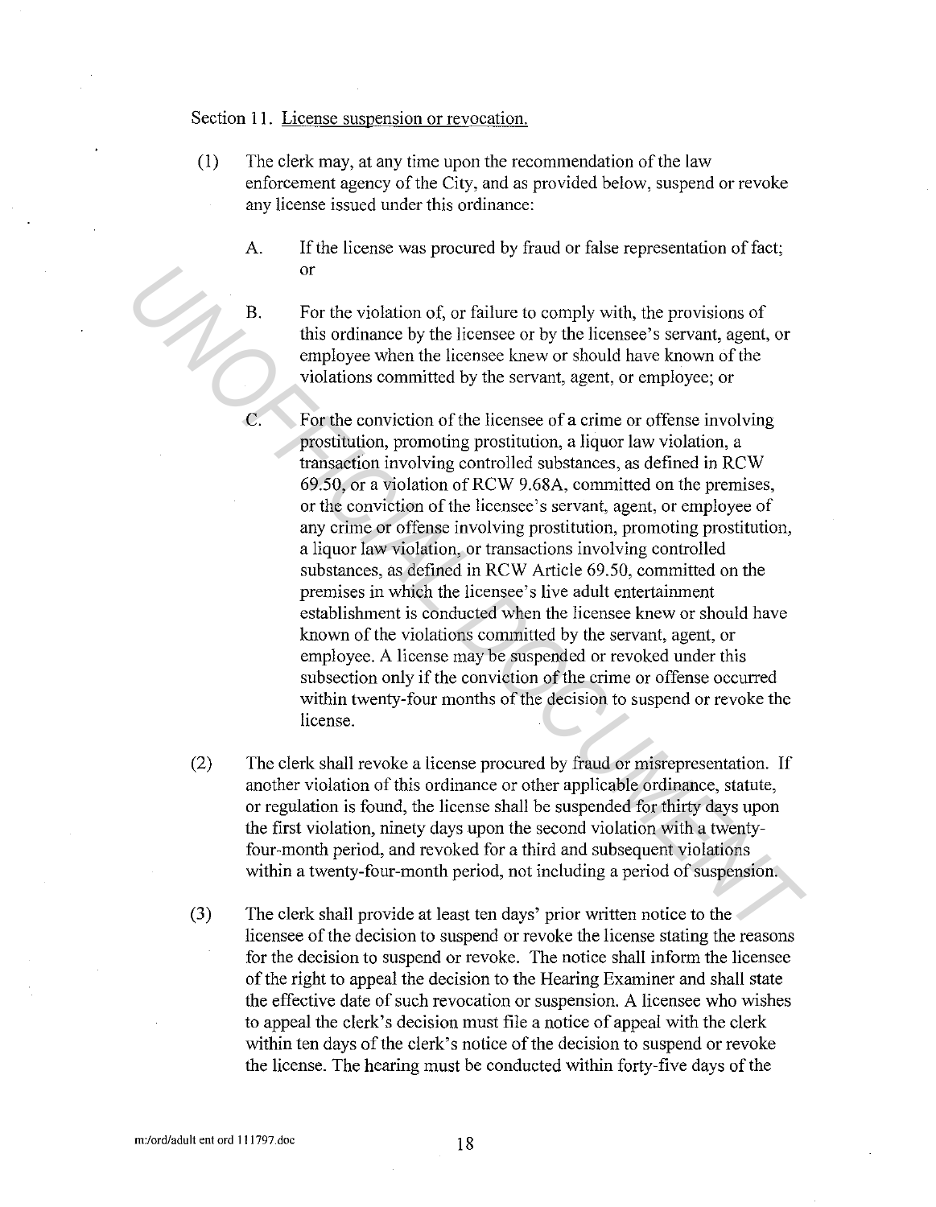Section 11. License suspension or revocation.

(1) The clerk may, at any time upon the recommendation of the law enforcement agency of the City, and as provided below, suspend or revoke any license issued under this ordinance:

A. If the license was procured by fraud or false representation of fact; or

B. For the violation of, or failure to comply with, the provisions of this ordinance by the licensee or by the licensee's servant, agent, or employee when the licensee knew or should have known of the violations committed by the servant, agent, or employee; or

C. For the conviction of the licensee of a crime or offense involving prostitution, promoting prostitution, a liquor law violation, a transaction involving controlled substances, as defined in RCW 69.50, or a violation of RCW 9.68A, committed on the premises, or the conviction of the licensee's servant, agent, or employee of any crime or offense involving prostitution, promoting prostitution, a liquor law violation, or transactions involving controlled substances, as defined in RCW Article 69.50, committed on the premises in which the licensee's live adult entertainment establishment is conducted when the licensee knew or should have known of the violations committed by the servant, agent, or employee. A license may be suspended or revoked under this subsection only if the conviction of the crime or offense occurred within twenty-four months of the decision to suspend or revoke the license.

(2) The clerk shall revoke a license procured by fraud or misrepresentation. If another violation of this ordinance or other applicable ordinance, statute, or regulation is found, the license shall be suspended for thirty days upon the first violation, ninety days upon the second violation with a twenty-four-month period, and revoked for a third and subsequent violations within a twenty-four-month period, not including a period of suspension.

(3) The clerk shall provide at least ten days' prior written notice to the licensee of the decision to suspend or revoke the license stating the reasons for the decision to suspend or revoke. The notice shall inform the licensee of the right to appeal the decision to the Hearing Examiner and shall state the effective date of such revocation or suspension. A licensee who wishes to appeal the clerk's decision must file a notice of appeal with the clerk within ten days of the clerk's notice of the decision to suspend or revoke the license. The hearing must be conducted within forty-five days of the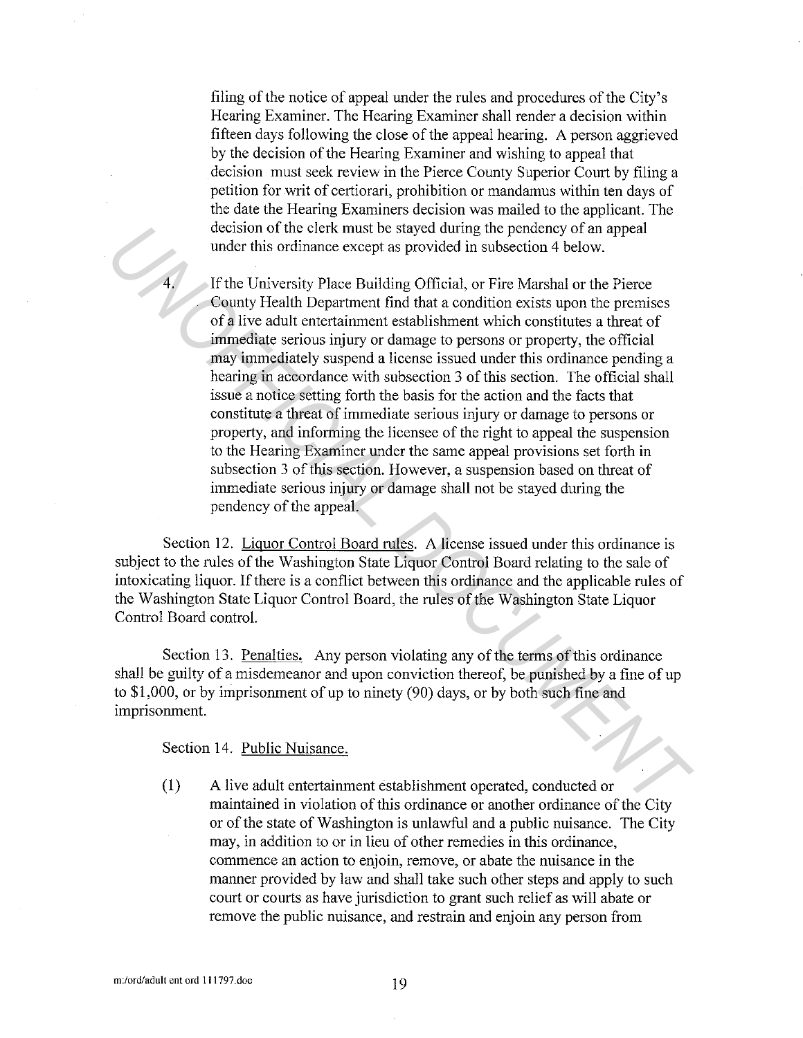filing of the notice of appeal under the rules and procedures of the City's Hearing Examiner. The Hearing Examiner shall render a decision within fifteen days following the close of the appeal hearing. A person aggrieved by the decision of the Hearing Examiner and wishing to appeal that decision must seek review in the Pierce County Superior Court by filing a petition for writ of certiorari, prohibition or mandamus within ten days of the date the Hearing Examiners decision was mailed to the applicant. The decision of the clerk must be stayed during the pendency of an appeal under this ordinance except as provided in subsection 4 below.

4. If the University Place Building Official, or Fire Marshal or the Pierce County Health Department find that a condition exists upon the premises of a live adult entertainment establishment which constitutes a threat of immediate serious injury or damage to persons or property, the official may immediately suspend a license issued under this ordinance pending a hearing in accordance with subsection 3 of this section. The official shall issue a notice setting forth the basis for the action and the facts that constitute a threat of immediate serious injury or damage to persons or property, and informing the licensee of the right to appeal the suspension to the Hearing Examiner under the same appeal provisions set forth in subsection 3 of this section. However, a suspension based on threat of immediate serious injury or damage shall not be stayed during the pendency of the appeal.

Section 12. Liquor Control Board rules. A license issued under this ordinance is subject to the rules of the Washington State Liquor Control Board relating to the sale of intoxicating liquor. If there is a conflict between this ordinance and the applicable rules of the Washington State Liquor Control Board, the rules of the Washington State Liquor Control Board control.

Section 13. Penalties. Any person violating any of the terms of this ordinance shall be guilty of a misdemeanor and upon conviction thereof, be punished by a fine of up to $1,000, or by imprisonment of up to ninety (90) days, or by both such fine and imprisonment.

Section 14. Public Nuisance.

(1) A live adult entertainment establishment operated, conducted or maintained in violation of this ordinance or another ordinance of the City or of the state of Washington is unlawful and a public nuisance. The City may, in addition to or in lieu of other remedies in this ordinance, commence an action to enjoin, remove, or abate the nuisance in the manner provided by law and shall take such other steps and apply to such court or courts as have jurisdiction to grant such relief as will abate or remove the public nuisance, and restrain and enjoin any person from

m:/ord/adult ent ord 111797.doc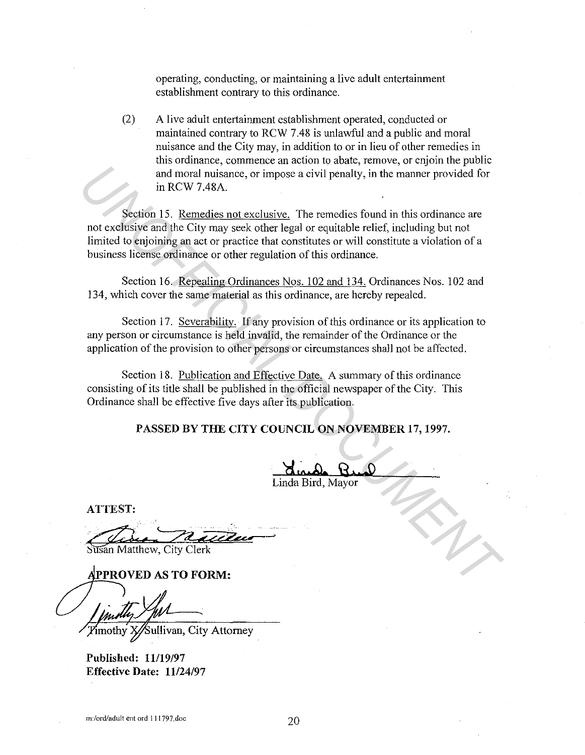operating, conducting, or maintaining a live adult entertainment establishment contrary to this ordinance.

(2) A live adult entertainment establishment operated, conducted or maintained contrary to RCW 7.48 is unlawful and a public and moral nuisance and the City may, in addition to or in lieu of other remedies in this ordinance, commence an action to abate, remove, or enjoin the public and moral nuisance, or impose a civil penalty, in the manner provided for in RCW 7.48A.

Section 15. Remedies not exclusive. The remedies found in this ordinance are not exclusive and the City may seek other legal or equitable relief, including but not limited to enjoining an act or practice that constitutes or will constitute a violation of a business license ordinance or other regulation of this ordinance.

Section 16. Repealing Ordinances Nos. 102 and 134. Ordinances Nos. 102 and 134, which cover the same material as this ordinance, are hereby repealed.

Section 17. Severability. If any provision of this ordinance or its application to any person or circumstance is held invalid, the remainder of the Ordinance or the application of the provision to other persons or circumstances shall not be affected.

Section 18. Publication and Effective Date. A summary of this ordinance consisting of its title shall be published in the official newspaper of the City. This Ordinance shall be effective five days after its publication.

**PASSED BY THE CITY COUNCIL ON NOVEMBER 17, 1997.**

Linda Bird, Mayor

**ATTEST:**

Susan Matthew, City Clerk

**APPROVED AS TO FORM:**

Timothy X. Sullivan, City Attorney

**Published: 11/19/97**
**Effective Date: 11/24/97**

m:/ord/adult ent ord 111797.doc